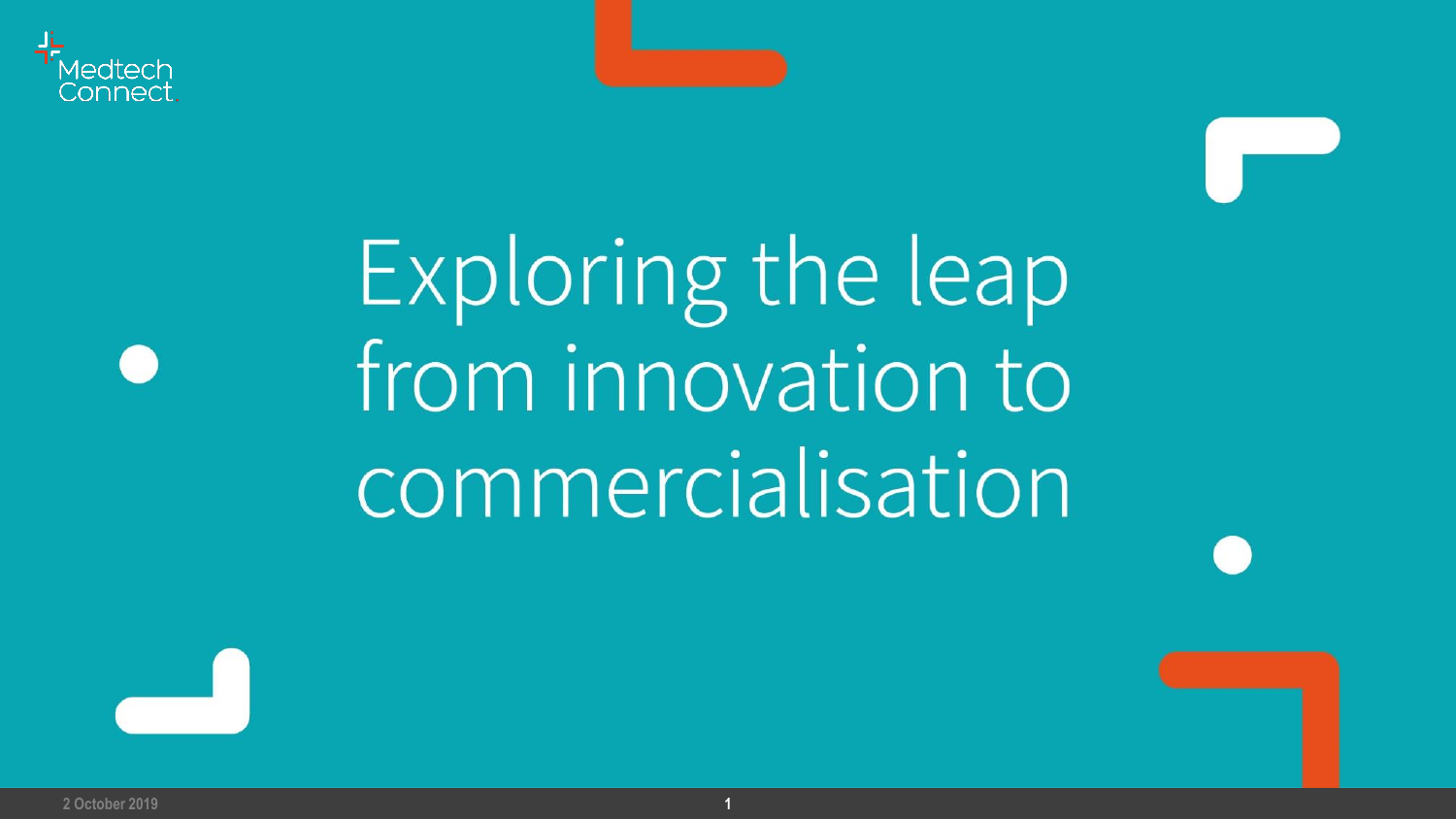Medtech Connect

# Exploring the leap from innovation to commercialisation

2 October 2019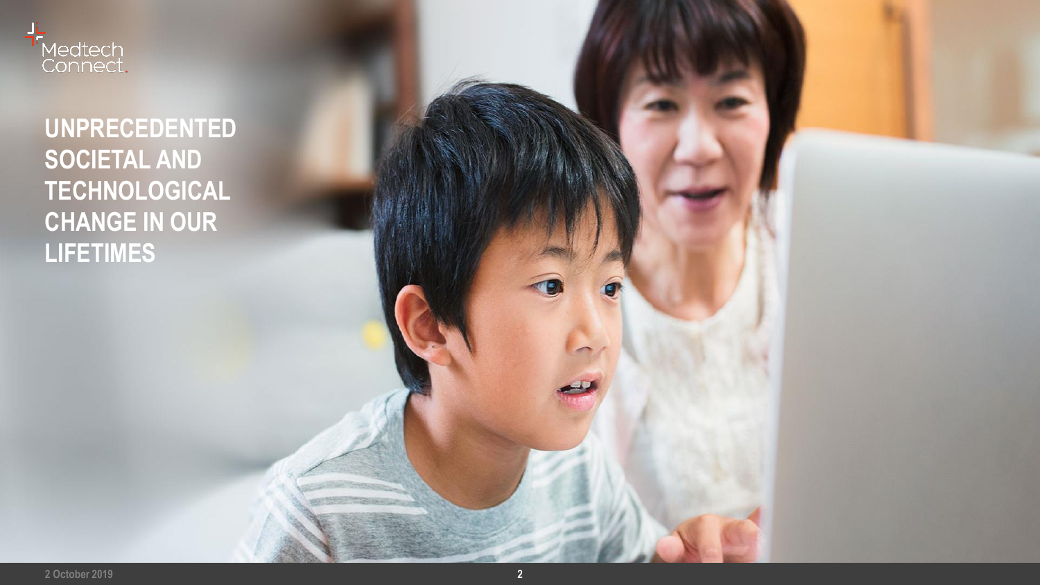# UNPRECEDENTED SOCIETAL AND TECHNOLOGICAL CHANGE IN OUR LIFETIMES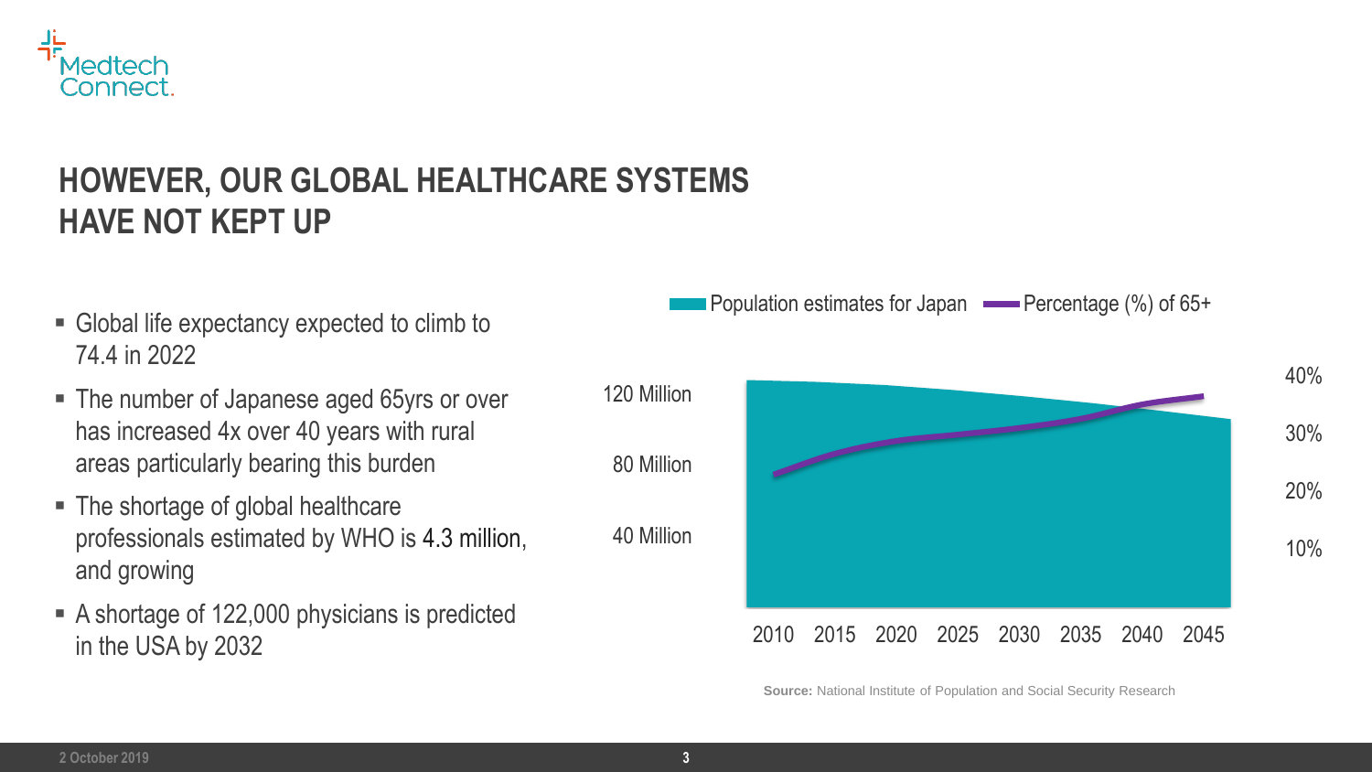# HOWEVER, OUR GLOBAL HEALTHCARE SYSTEMS HAVE NOT KEPT UP

- Global life expectancy expected to climb to 74.4 in 2022
- The number of Japanese aged 65yrs or over has increased 4x over 40 years with rural areas particularly bearing this burden
- The shortage of global healthcare professionals estimated by WHO is 4.3 million, and growing
- A shortage of 122,000 physicians is predicted in the USA by 2032

Population estimates for Japan — Percentage (%) of 65+

120 Million, 80 Million, 40 Million | 40%, 30%, 20%, 10%

2010 2015 2020 2025 2030 2035 2040 2045

**Source:** National Institute of Population and Social Security Research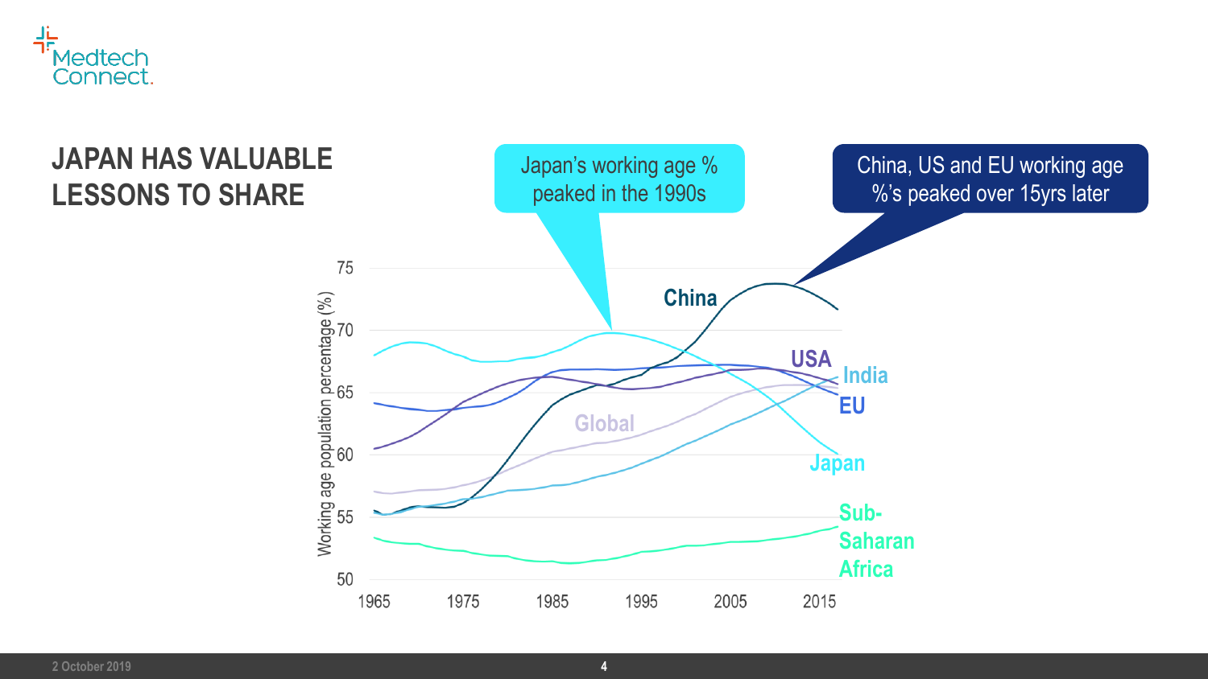# JAPAN HAS VALUABLE LESSONS TO SHARE

Japan's working age % peaked in the 1990s

China, US and EU working age %'s peaked over 15yrs later

Working age population percentage (%)

75
70
65
60
55
50

1965 1975 1985 1995 2005 2015

China
USA
India
EU
Global
Japan
Sub-Saharan Africa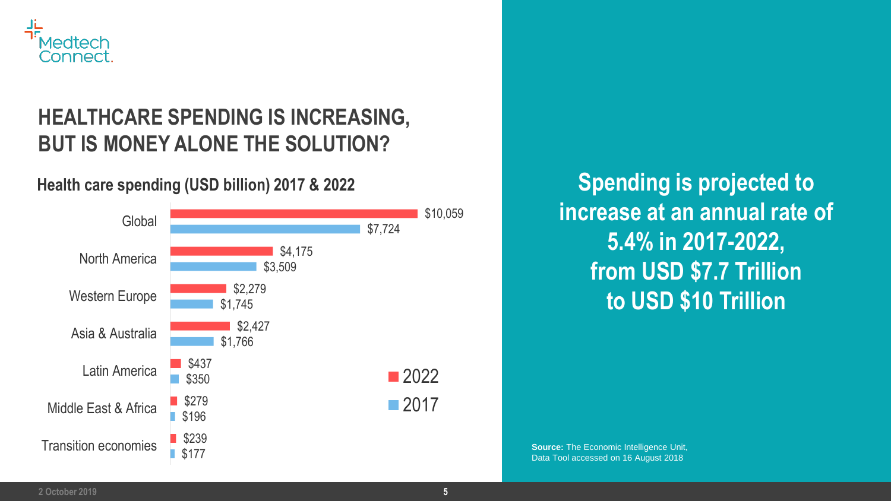# HEALTHCARE SPENDING IS INCREASING, BUT IS MONEY ALONE THE SOLUTION?

**Health care spending (USD billion) 2017 & 2022**

| Region | 2022 | 2017 |
|---|---|---|
| Global | $10,059 | $7,724 |
| North America | $4,175 | $3,509 |
| Western Europe | $2,279 | $1,745 |
| Asia & Australia | $2,427 | $1,766 |
| Latin America | $437 | $350 |
| Middle East & Africa | $279 | $196 |
| Transition economies | $239 | $177 |

**Spending is projected to increase at an annual rate of 5.4% in 2017-2022, from USD $7.7 Trillion to USD $10 Trillion**

**Source:** The Economic Intelligence Unit, Data Tool accessed on 16 August 2018

2 October 2019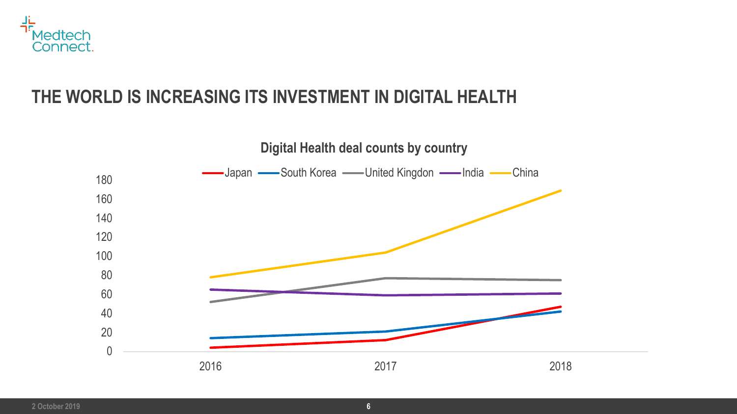# THE WORLD IS INCREASING ITS INVESTMENT IN DIGITAL HEALTH

**Digital Health deal counts by country**

Japan, South Korea, United Kingdon, India, China

180
160
140
120
100
80
60
40
20
0

2016 2017 2018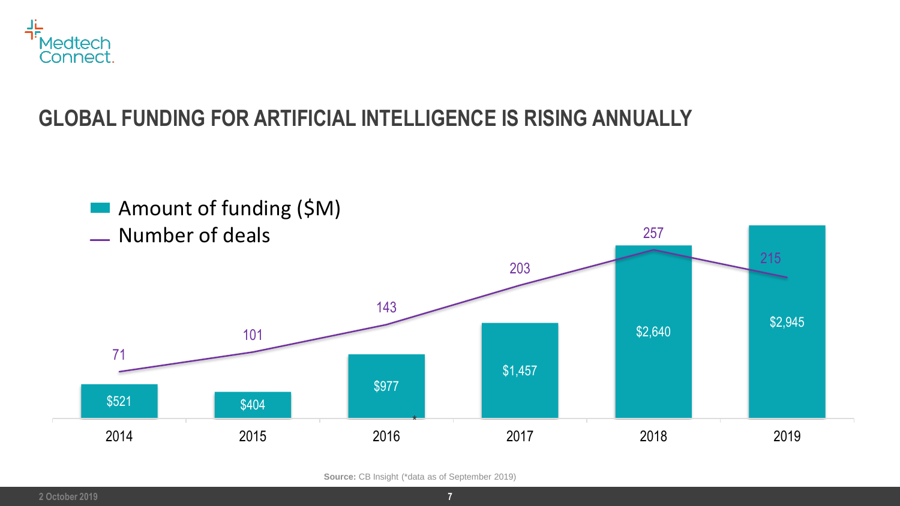# GLOBAL FUNDING FOR ARTIFICIAL INTELLIGENCE IS RISING ANNUALLY

| Year | Amount of funding ($M) | Number of deals |
|---|---|---|
| 2014 | $521 | 71 |
| 2015 | $404 | 101 |
| 2016 | $977 | 143 |
| 2017 | $1,457 | 203 |
| 2018 | $2,640 | 257 |
| 2019* | $2,945 | 215 |

**Source:** CB Insight (*data as of September 2019)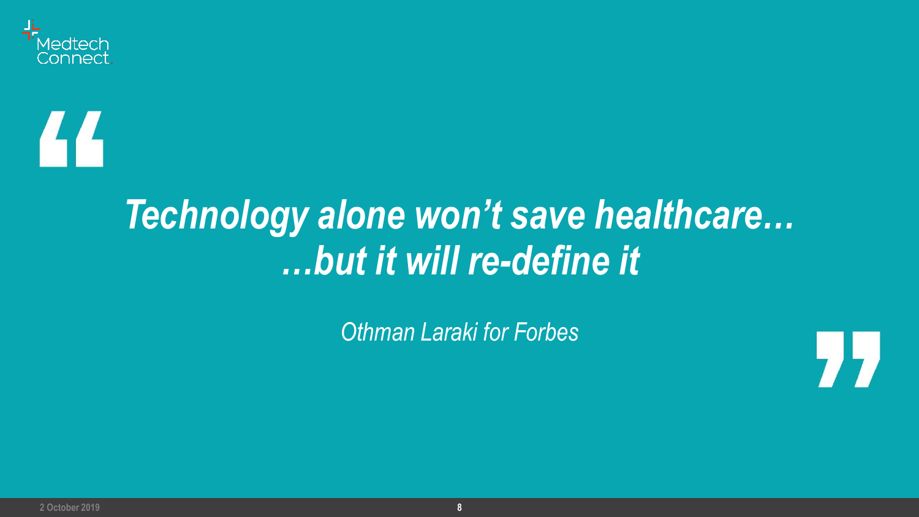> ***Technology alone won't save healthcare…***
> ***…but it will re-define it***
>
> *Othman Laraki for Forbes*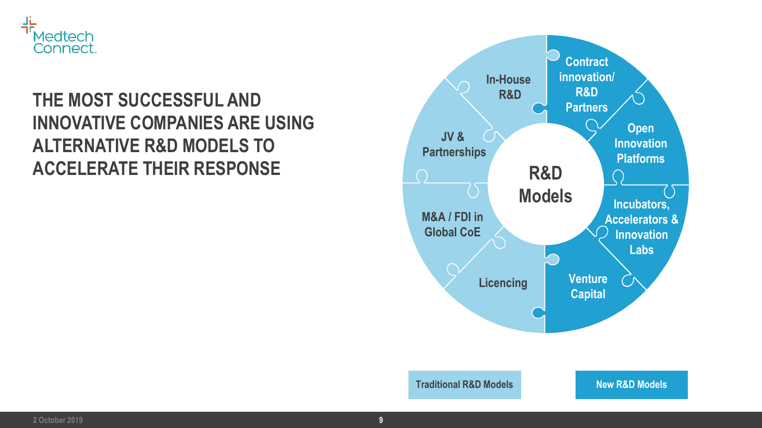# THE MOST SUCCESSFUL AND INNOVATIVE COMPANIES ARE USING ALTERNATIVE R&D MODELS TO ACCELERATE THEIR RESPONSE

**R&D Models**

- In-House R&D
- Contract innovation/ R&D Partners
- Open Innovation Platforms
- Incubators, Accelerators & Innovation Labs
- Venture Capital
- Licencing
- M&A / FDI in Global CoE
- JV & Partnerships

Traditional R&D Models

New R&D Models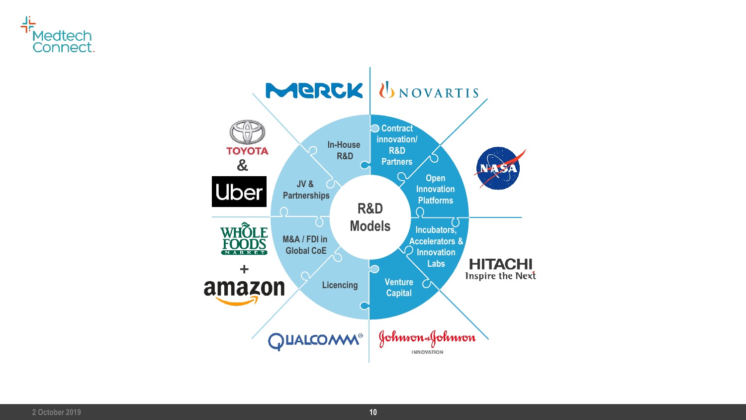# R&D Models

- In-House R&D — Merck
- Contract innovation/ R&D Partners — Novartis
- Open Innovation Platforms — NASA
- Incubators, Accelerators & Innovation Labs — HITACHI Inspire the Next
- Venture Capital — Johnson & Johnson Innovation
- Licencing — Qualcomm
- M&A / FDI in Global CoE — Whole Foods Market + amazon
- JV & Partnerships — Toyota & Uber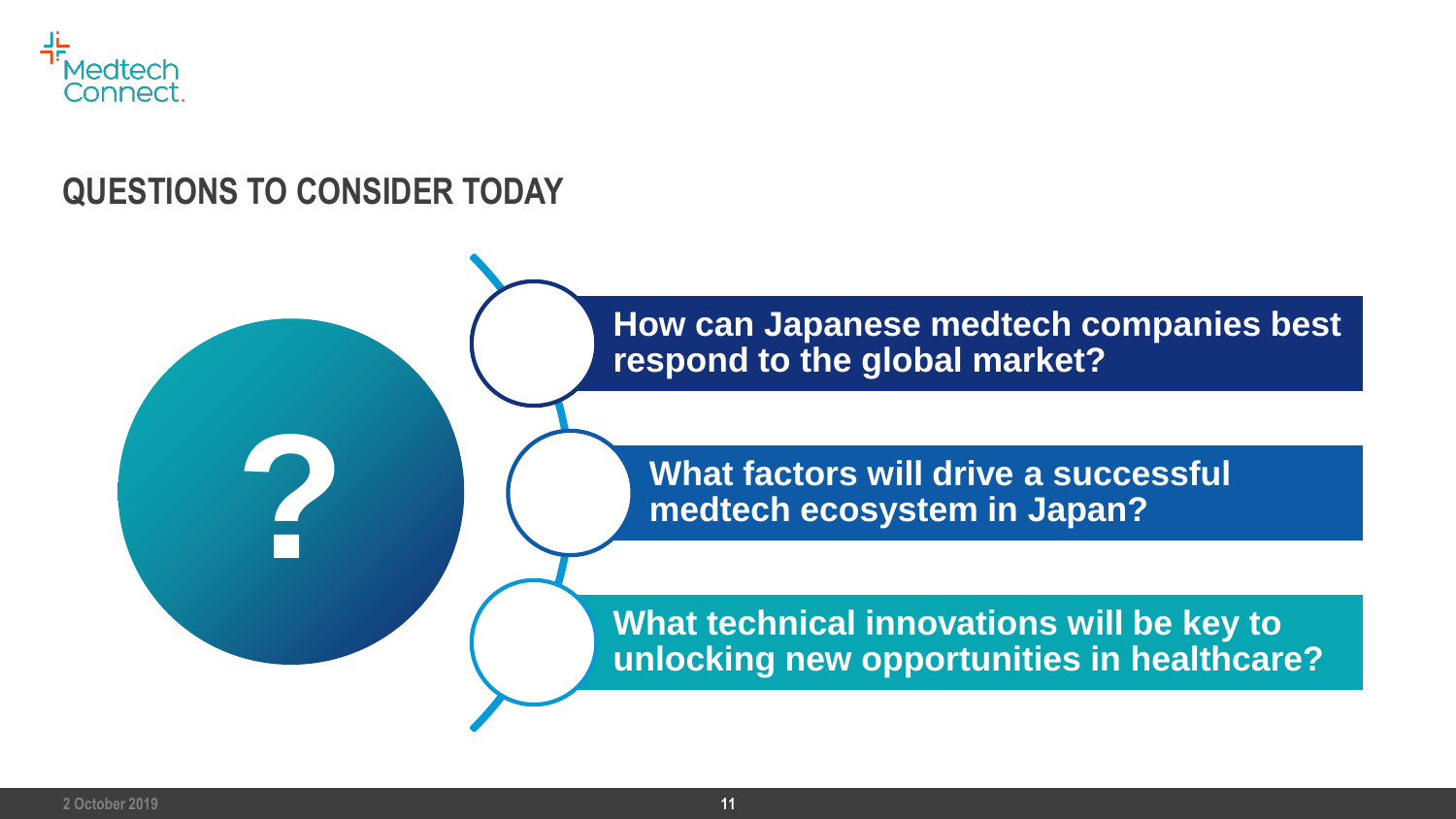## QUESTIONS TO CONSIDER TODAY

?

- **How can Japanese medtech companies best respond to the global market?**
- **What factors will drive a successful medtech ecosystem in Japan?**
- **What technical innovations will be key to unlocking new opportunities in healthcare?**